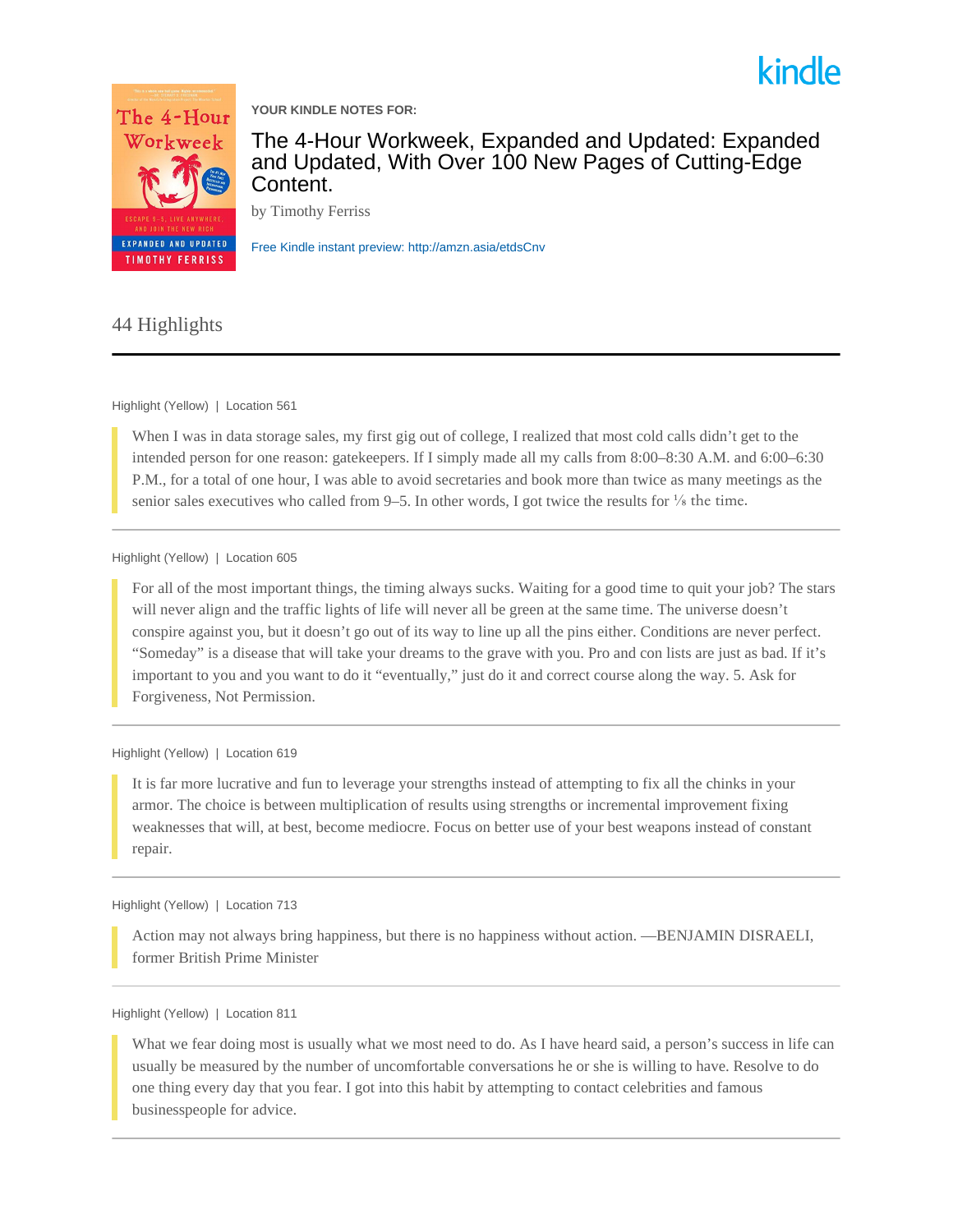kindle

**YOUR KINDLE NOTES FOR:**

# The 4-Hour Workweek, Expanded and Updated: Expanded and Updated, With Over 100 New Pages of Cutting-Edge Content.

by Timothy Ferriss

Free Kindle instant preview: http://amzn.asia/etdsCnv

## 44 Highlights

---

Highlight (Yellow) | Location 561

> When I was in data storage sales, my first gig out of college, I realized that most cold calls didn't get to the intended person for one reason: gatekeepers. If I simply made all my calls from 8:00–8:30 A.M. and 6:00–6:30 P.M., for a total of one hour, I was able to avoid secretaries and book more than twice as many meetings as the senior sales executives who called from 9–5. In other words, I got twice the results for ⅛ the time.

---

Highlight (Yellow) | Location 605

> For all of the most important things, the timing always sucks. Waiting for a good time to quit your job? The stars will never align and the traffic lights of life will never all be green at the same time. The universe doesn't conspire against you, but it doesn't go out of its way to line up all the pins either. Conditions are never perfect. "Someday" is a disease that will take your dreams to the grave with you. Pro and con lists are just as bad. If it's important to you and you want to do it "eventually," just do it and correct course along the way. 5. Ask for Forgiveness, Not Permission.

---

Highlight (Yellow) | Location 619

> It is far more lucrative and fun to leverage your strengths instead of attempting to fix all the chinks in your armor. The choice is between multiplication of results using strengths or incremental improvement fixing weaknesses that will, at best, become mediocre. Focus on better use of your best weapons instead of constant repair.

---

Highlight (Yellow) | Location 713

> Action may not always bring happiness, but there is no happiness without action. —BENJAMIN DISRAELI, former British Prime Minister

---

Highlight (Yellow) | Location 811

> What we fear doing most is usually what we most need to do. As I have heard said, a person's success in life can usually be measured by the number of uncomfortable conversations he or she is willing to have. Resolve to do one thing every day that you fear. I got into this habit by attempting to contact celebrities and famous businesspeople for advice.

---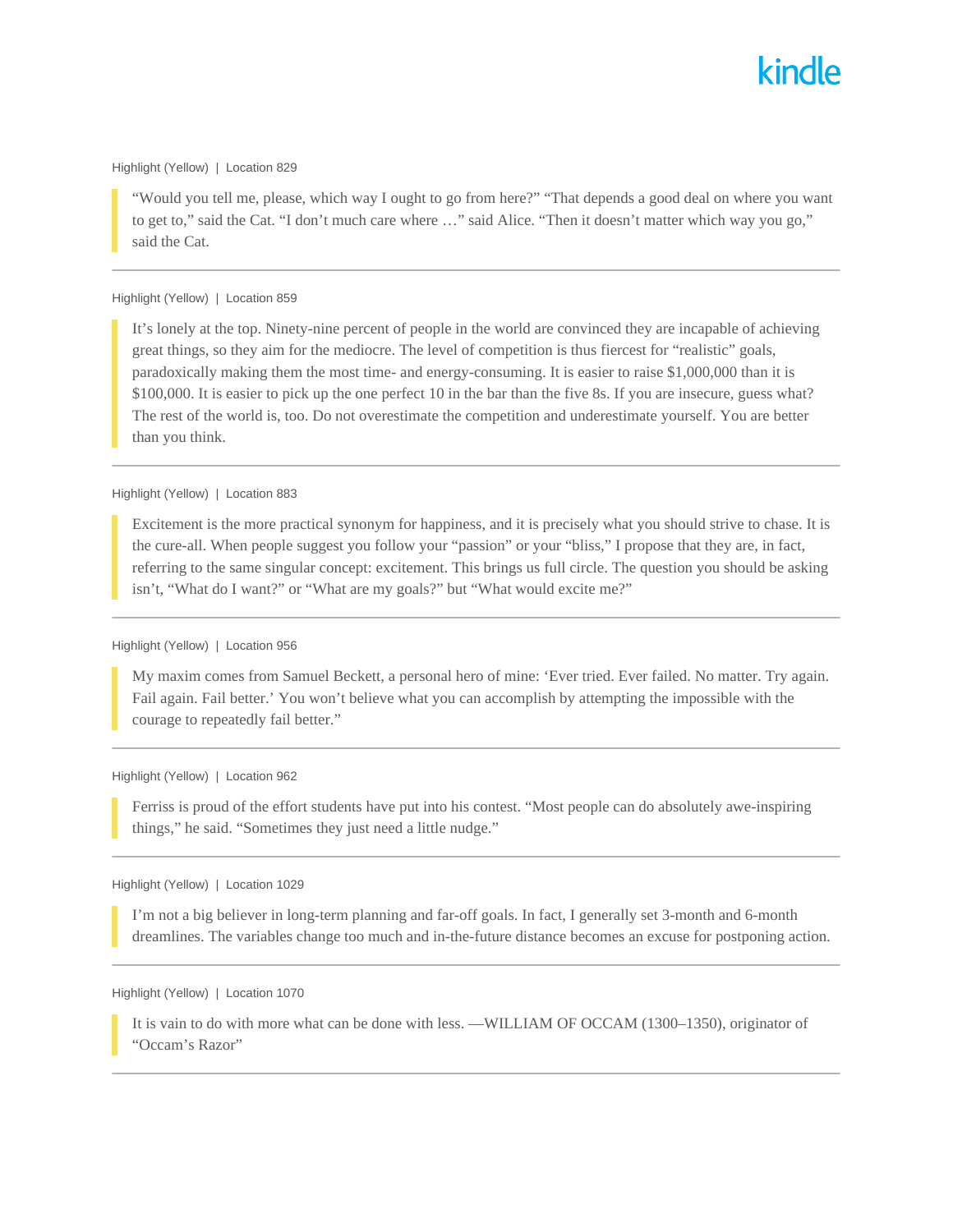Highlight (Yellow) | Location 829

> “Would you tell me, please, which way I ought to go from here?” “That depends a good deal on where you want to get to,” said the Cat. “I don’t much care where …” said Alice. “Then it doesn’t matter which way you go,” said the Cat.

---

Highlight (Yellow) | Location 859

> It’s lonely at the top. Ninety-nine percent of people in the world are convinced they are incapable of achieving great things, so they aim for the mediocre. The level of competition is thus fiercest for “realistic” goals, paradoxically making them the most time- and energy-consuming. It is easier to raise $1,000,000 than it is $100,000. It is easier to pick up the one perfect 10 in the bar than the five 8s. If you are insecure, guess what? The rest of the world is, too. Do not overestimate the competition and underestimate yourself. You are better than you think.

---

Highlight (Yellow) | Location 883

> Excitement is the more practical synonym for happiness, and it is precisely what you should strive to chase. It is the cure-all. When people suggest you follow your “passion” or your “bliss,” I propose that they are, in fact, referring to the same singular concept: excitement. This brings us full circle. The question you should be asking isn’t, “What do I want?” or “What are my goals?” but “What would excite me?”

---

Highlight (Yellow) | Location 956

> My maxim comes from Samuel Beckett, a personal hero of mine: ‘Ever tried. Ever failed. No matter. Try again. Fail again. Fail better.’ You won’t believe what you can accomplish by attempting the impossible with the courage to repeatedly fail better.”

---

Highlight (Yellow) | Location 962

> Ferriss is proud of the effort students have put into his contest. “Most people can do absolutely awe-inspiring things,” he said. “Sometimes they just need a little nudge.”

---

Highlight (Yellow) | Location 1029

> I’m not a big believer in long-term planning and far-off goals. In fact, I generally set 3-month and 6-month dreamlines. The variables change too much and in-the-future distance becomes an excuse for postponing action.

---

Highlight (Yellow) | Location 1070

> It is vain to do with more what can be done with less. —WILLIAM OF OCCAM (1300–1350), originator of “Occam’s Razor”

---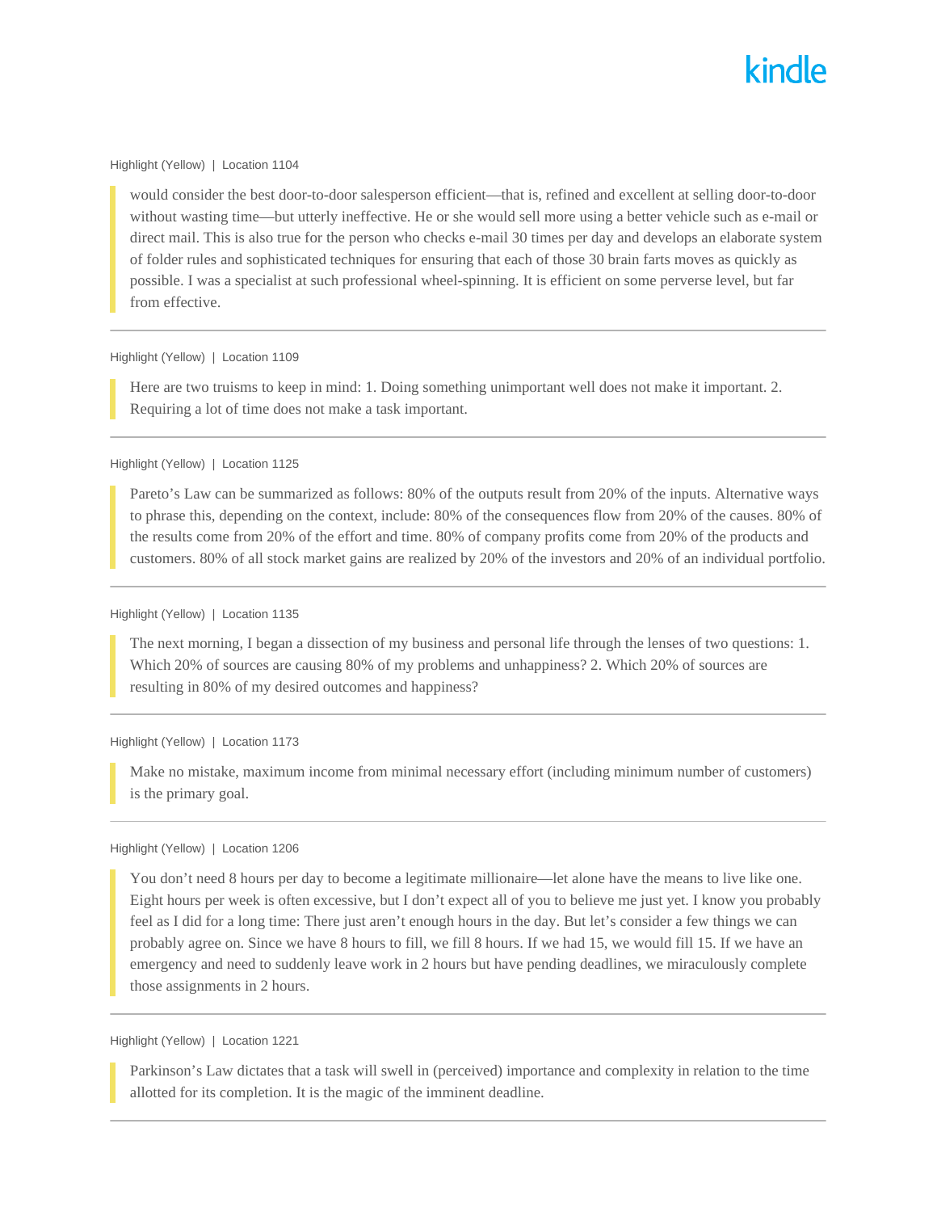Highlight (Yellow) | Location 1104

> would consider the best door-to-door salesperson efficient—that is, refined and excellent at selling door-to-door without wasting time—but utterly ineffective. He or she would sell more using a better vehicle such as e-mail or direct mail. This is also true for the person who checks e-mail 30 times per day and develops an elaborate system of folder rules and sophisticated techniques for ensuring that each of those 30 brain farts moves as quickly as possible. I was a specialist at such professional wheel-spinning. It is efficient on some perverse level, but far from effective.

---

Highlight (Yellow) | Location 1109

> Here are two truisms to keep in mind: 1. Doing something unimportant well does not make it important. 2. Requiring a lot of time does not make a task important.

---

Highlight (Yellow) | Location 1125

> Pareto's Law can be summarized as follows: 80% of the outputs result from 20% of the inputs. Alternative ways to phrase this, depending on the context, include: 80% of the consequences flow from 20% of the causes. 80% of the results come from 20% of the effort and time. 80% of company profits come from 20% of the products and customers. 80% of all stock market gains are realized by 20% of the investors and 20% of an individual portfolio.

---

Highlight (Yellow) | Location 1135

> The next morning, I began a dissection of my business and personal life through the lenses of two questions: 1. Which 20% of sources are causing 80% of my problems and unhappiness? 2. Which 20% of sources are resulting in 80% of my desired outcomes and happiness?

---

Highlight (Yellow) | Location 1173

> Make no mistake, maximum income from minimal necessary effort (including minimum number of customers) is the primary goal.

---

Highlight (Yellow) | Location 1206

> You don't need 8 hours per day to become a legitimate millionaire—let alone have the means to live like one. Eight hours per week is often excessive, but I don't expect all of you to believe me just yet. I know you probably feel as I did for a long time: There just aren't enough hours in the day. But let's consider a few things we can probably agree on. Since we have 8 hours to fill, we fill 8 hours. If we had 15, we would fill 15. If we have an emergency and need to suddenly leave work in 2 hours but have pending deadlines, we miraculously complete those assignments in 2 hours.

---

Highlight (Yellow) | Location 1221

> Parkinson's Law dictates that a task will swell in (perceived) importance and complexity in relation to the time allotted for its completion. It is the magic of the imminent deadline.

---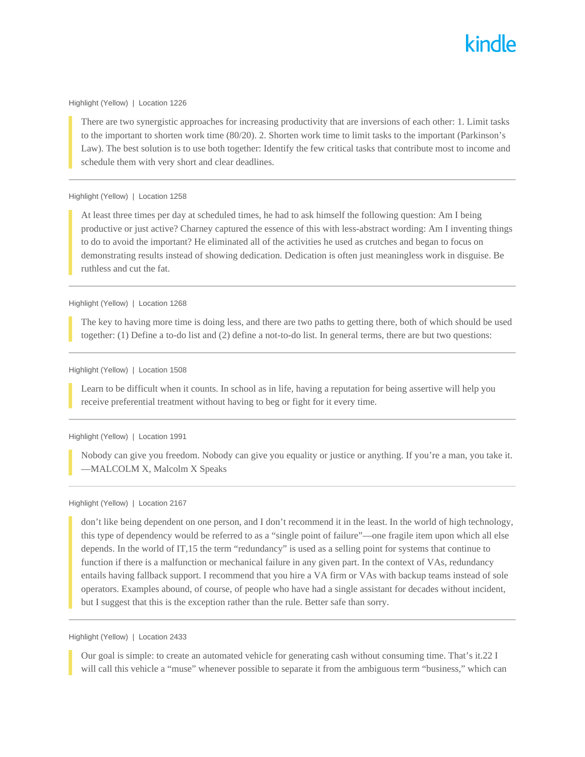Highlight (Yellow) | Location 1226

> There are two synergistic approaches for increasing productivity that are inversions of each other: 1. Limit tasks to the important to shorten work time (80/20). 2. Shorten work time to limit tasks to the important (Parkinson's Law). The best solution is to use both together: Identify the few critical tasks that contribute most to income and schedule them with very short and clear deadlines.

---

Highlight (Yellow) | Location 1258

> At least three times per day at scheduled times, he had to ask himself the following question: Am I being productive or just active? Charney captured the essence of this with less-abstract wording: Am I inventing things to do to avoid the important? He eliminated all of the activities he used as crutches and began to focus on demonstrating results instead of showing dedication. Dedication is often just meaningless work in disguise. Be ruthless and cut the fat.

---

Highlight (Yellow) | Location 1268

> The key to having more time is doing less, and there are two paths to getting there, both of which should be used together: (1) Define a to-do list and (2) define a not-to-do list. In general terms, there are but two questions:

---

Highlight (Yellow) | Location 1508

> Learn to be difficult when it counts. In school as in life, having a reputation for being assertive will help you receive preferential treatment without having to beg or fight for it every time.

---

Highlight (Yellow) | Location 1991

> Nobody can give you freedom. Nobody can give you equality or justice or anything. If you're a man, you take it. —MALCOLM X, Malcolm X Speaks

---

Highlight (Yellow) | Location 2167

> don't like being dependent on one person, and I don't recommend it in the least. In the world of high technology, this type of dependency would be referred to as a "single point of failure"—one fragile item upon which all else depends. In the world of IT,15 the term "redundancy" is used as a selling point for systems that continue to function if there is a malfunction or mechanical failure in any given part. In the context of VAs, redundancy entails having fallback support. I recommend that you hire a VA firm or VAs with backup teams instead of sole operators. Examples abound, of course, of people who have had a single assistant for decades without incident, but I suggest that this is the exception rather than the rule. Better safe than sorry.

---

Highlight (Yellow) | Location 2433

> Our goal is simple: to create an automated vehicle for generating cash without consuming time. That's it.22 I will call this vehicle a "muse" whenever possible to separate it from the ambiguous term "business," which can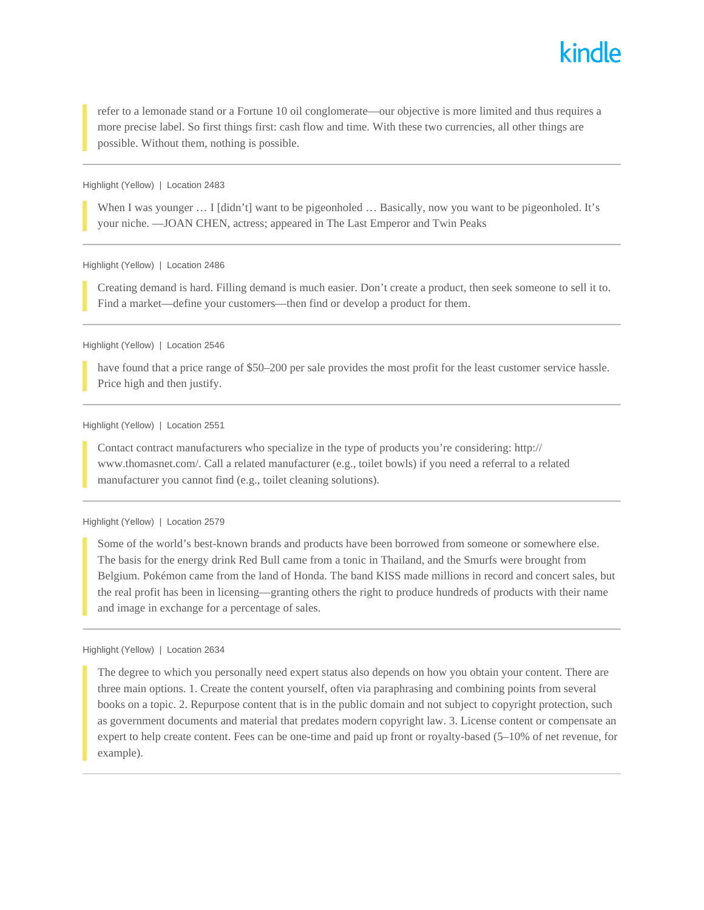> refer to a lemonade stand or a Fortune 10 oil conglomerate—our objective is more limited and thus requires a more precise label. So first things first: cash flow and time. With these two currencies, all other things are possible. Without them, nothing is possible.

---

Highlight (Yellow) | Location 2483

> When I was younger … I [didn't] want to be pigeonholed … Basically, now you want to be pigeonholed. It's your niche. —JOAN CHEN, actress; appeared in The Last Emperor and Twin Peaks

---

Highlight (Yellow) | Location 2486

> Creating demand is hard. Filling demand is much easier. Don't create a product, then seek someone to sell it to. Find a market—define your customers—then find or develop a product for them.

---

Highlight (Yellow) | Location 2546

> have found that a price range of $50–200 per sale provides the most profit for the least customer service hassle. Price high and then justify.

---

Highlight (Yellow) | Location 2551

> Contact contract manufacturers who specialize in the type of products you're considering: http://www.thomasnet.com/. Call a related manufacturer (e.g., toilet bowls) if you need a referral to a related manufacturer you cannot find (e.g., toilet cleaning solutions).

---

Highlight (Yellow) | Location 2579

> Some of the world's best-known brands and products have been borrowed from someone or somewhere else. The basis for the energy drink Red Bull came from a tonic in Thailand, and the Smurfs were brought from Belgium. Pokémon came from the land of Honda. The band KISS made millions in record and concert sales, but the real profit has been in licensing—granting others the right to produce hundreds of products with their name and image in exchange for a percentage of sales.

---

Highlight (Yellow) | Location 2634

> The degree to which you personally need expert status also depends on how you obtain your content. There are three main options. 1. Create the content yourself, often via paraphrasing and combining points from several books on a topic. 2. Repurpose content that is in the public domain and not subject to copyright protection, such as government documents and material that predates modern copyright law. 3. License content or compensate an expert to help create content. Fees can be one-time and paid up front or royalty-based (5–10% of net revenue, for example).

---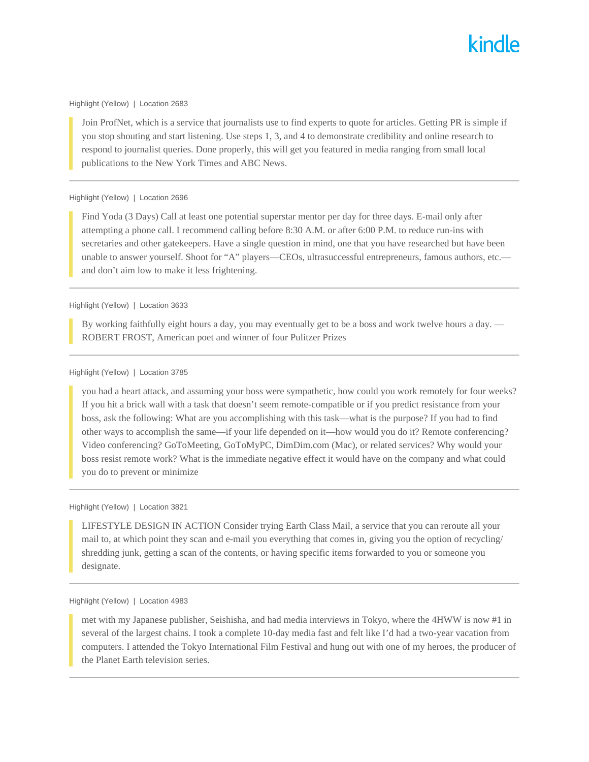Highlight (Yellow) | Location 2683

> Join ProfNet, which is a service that journalists use to find experts to quote for articles. Getting PR is simple if you stop shouting and start listening. Use steps 1, 3, and 4 to demonstrate credibility and online research to respond to journalist queries. Done properly, this will get you featured in media ranging from small local publications to the New York Times and ABC News.

---

Highlight (Yellow) | Location 2696

> Find Yoda (3 Days) Call at least one potential superstar mentor per day for three days. E-mail only after attempting a phone call. I recommend calling before 8:30 A.M. or after 6:00 P.M. to reduce run-ins with secretaries and other gatekeepers. Have a single question in mind, one that you have researched but have been unable to answer yourself. Shoot for "A" players—CEOs, ultrasuccessful entrepreneurs, famous authors, etc.—and don't aim low to make it less frightening.

---

Highlight (Yellow) | Location 3633

> By working faithfully eight hours a day, you may eventually get to be a boss and work twelve hours a day. —ROBERT FROST, American poet and winner of four Pulitzer Prizes

---

Highlight (Yellow) | Location 3785

> you had a heart attack, and assuming your boss were sympathetic, how could you work remotely for four weeks? If you hit a brick wall with a task that doesn't seem remote-compatible or if you predict resistance from your boss, ask the following: What are you accomplishing with this task—what is the purpose? If you had to find other ways to accomplish the same—if your life depended on it—how would you do it? Remote conferencing? Video conferencing? GoToMeeting, GoToMyPC, DimDim.com (Mac), or related services? Why would your boss resist remote work? What is the immediate negative effect it would have on the company and what could you do to prevent or minimize

---

Highlight (Yellow) | Location 3821

> LIFESTYLE DESIGN IN ACTION Consider trying Earth Class Mail, a service that you can reroute all your mail to, at which point they scan and e-mail you everything that comes in, giving you the option of recycling/shredding junk, getting a scan of the contents, or having specific items forwarded to you or someone you designate.

---

Highlight (Yellow) | Location 4983

> met with my Japanese publisher, Seishisha, and had media interviews in Tokyo, where the 4HWW is now #1 in several of the largest chains. I took a complete 10-day media fast and felt like I'd had a two-year vacation from computers. I attended the Tokyo International Film Festival and hung out with one of my heroes, the producer of the Planet Earth television series.

---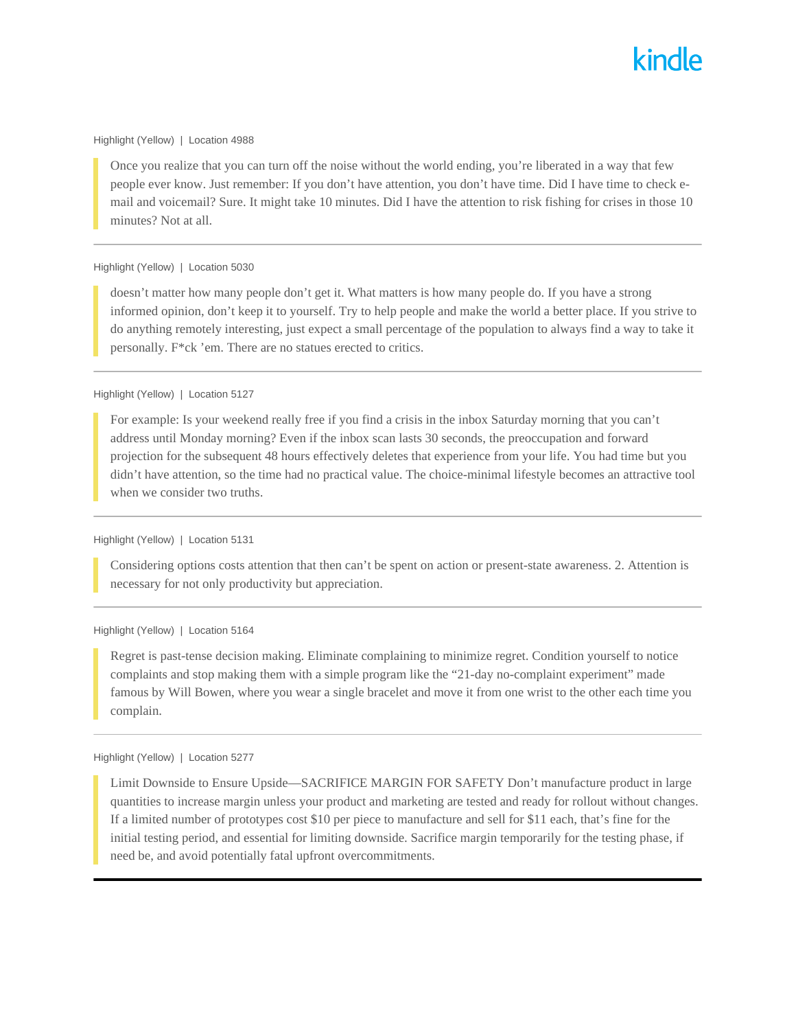Highlight (Yellow) | Location 4988

> Once you realize that you can turn off the noise without the world ending, you're liberated in a way that few people ever know. Just remember: If you don't have attention, you don't have time. Did I have time to check e-mail and voicemail? Sure. It might take 10 minutes. Did I have the attention to risk fishing for crises in those 10 minutes? Not at all.

---

Highlight (Yellow) | Location 5030

> doesn't matter how many people don't get it. What matters is how many people do. If you have a strong informed opinion, don't keep it to yourself. Try to help people and make the world a better place. If you strive to do anything remotely interesting, just expect a small percentage of the population to always find a way to take it personally. F*ck 'em. There are no statues erected to critics.

---

Highlight (Yellow) | Location 5127

> For example: Is your weekend really free if you find a crisis in the inbox Saturday morning that you can't address until Monday morning? Even if the inbox scan lasts 30 seconds, the preoccupation and forward projection for the subsequent 48 hours effectively deletes that experience from your life. You had time but you didn't have attention, so the time had no practical value. The choice-minimal lifestyle becomes an attractive tool when we consider two truths.

---

Highlight (Yellow) | Location 5131

> Considering options costs attention that then can't be spent on action or present-state awareness. 2. Attention is necessary for not only productivity but appreciation.

---

Highlight (Yellow) | Location 5164

> Regret is past-tense decision making. Eliminate complaining to minimize regret. Condition yourself to notice complaints and stop making them with a simple program like the "21-day no-complaint experiment" made famous by Will Bowen, where you wear a single bracelet and move it from one wrist to the other each time you complain.

---

Highlight (Yellow) | Location 5277

> Limit Downside to Ensure Upside—SACRIFICE MARGIN FOR SAFETY Don't manufacture product in large quantities to increase margin unless your product and marketing are tested and ready for rollout without changes. If a limited number of prototypes cost $10 per piece to manufacture and sell for $11 each, that's fine for the initial testing period, and essential for limiting downside. Sacrifice margin temporarily for the testing phase, if need be, and avoid potentially fatal upfront overcommitments.